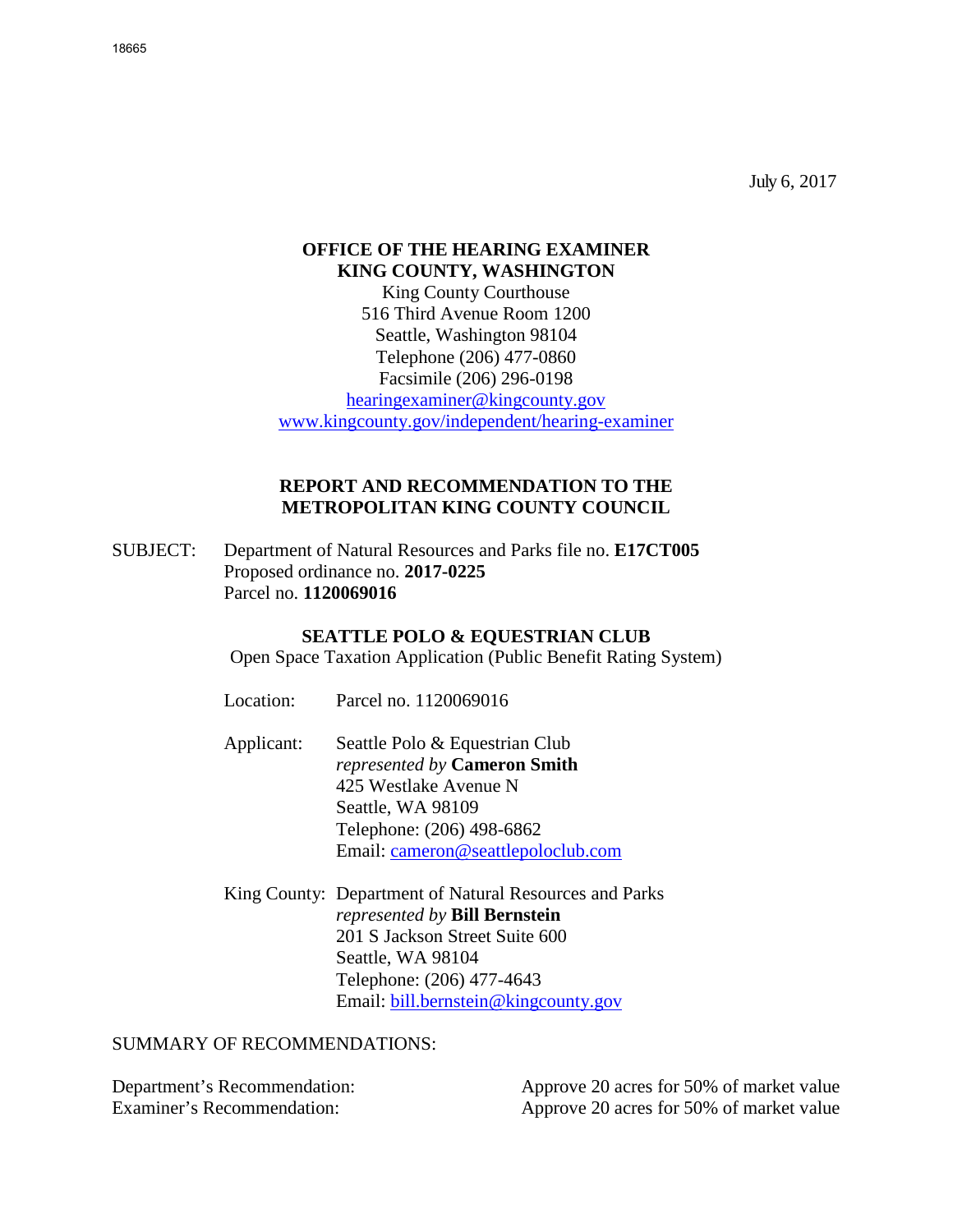18665

July 6, 2017

**OFFICE OF THE HEARING EXAMINER**
**KING COUNTY, WASHINGTON**
King County Courthouse
516 Third Avenue Room 1200
Seattle, Washington 98104
Telephone (206) 477-0860
Facsimile (206) 296-0198
hearingexaminer@kingcounty.gov
www.kingcounty.gov/independent/hearing-examiner

## REPORT AND RECOMMENDATION TO THE METROPOLITAN KING COUNTY COUNCIL

SUBJECT: Department of Natural Resources and Parks file no. **E17CT005**
Proposed ordinance no. **2017-0225**
Parcel no. **1120069016**

### SEATTLE POLO & EQUESTRIAN CLUB

Open Space Taxation Application (Public Benefit Rating System)

Location: Parcel no. 1120069016

Applicant: Seattle Polo & Equestrian Club
*represented by* **Cameron Smith**
425 Westlake Avenue N
Seattle, WA 98109
Telephone: (206) 498-6862
Email: cameron@seattlepoloclub.com

King County: Department of Natural Resources and Parks
*represented by* **Bill Bernstein**
201 S Jackson Street Suite 600
Seattle, WA 98104
Telephone: (206) 477-4643
Email: bill.bernstein@kingcounty.gov

SUMMARY OF RECOMMENDATIONS:

Department's Recommendation: Approve 20 acres for 50% of market value
Examiner's Recommendation: Approve 20 acres for 50% of market value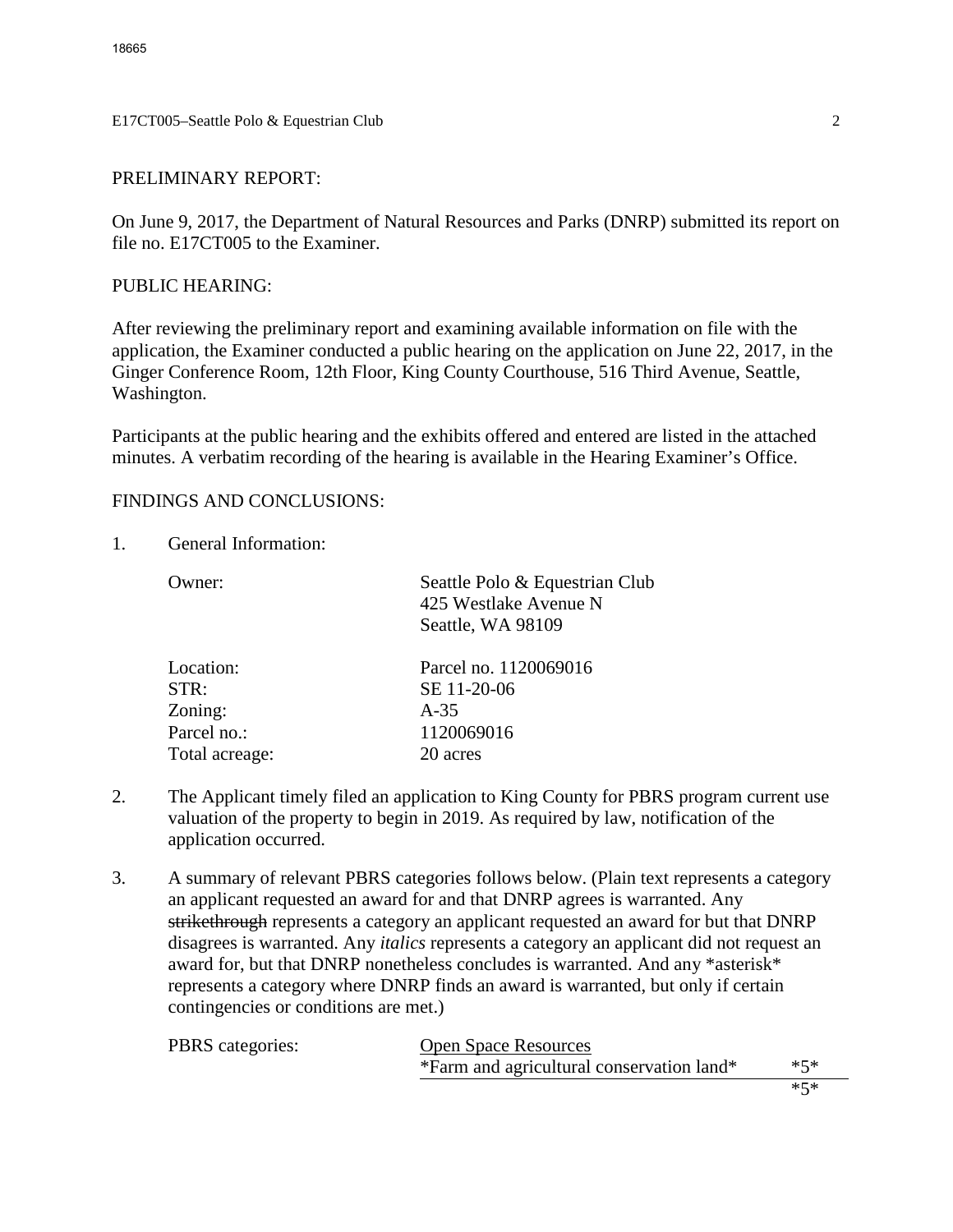## PRELIMINARY REPORT:

On June 9, 2017, the Department of Natural Resources and Parks (DNRP) submitted its report on file no. E17CT005 to the Examiner.

## PUBLIC HEARING:

After reviewing the preliminary report and examining available information on file with the application, the Examiner conducted a public hearing on the application on June 22, 2017, in the Ginger Conference Room, 12th Floor, King County Courthouse, 516 Third Avenue, Seattle, Washington.

Participants at the public hearing and the exhibits offered and entered are listed in the attached minutes. A verbatim recording of the hearing is available in the Hearing Examiner's Office.

## FINDINGS AND CONCLUSIONS:

1. General Information:

| | |
|---|---|
| Owner: | Seattle Polo & Equestrian Club<br>425 Westlake Avenue N<br>Seattle, WA 98109 |
| Location: | Parcel no. 1120069016 |
| STR: | SE 11-20-06 |
| Zoning: | A-35 |
| Parcel no.: | 1120069016 |
| Total acreage: | 20 acres |

2. The Applicant timely filed an application to King County for PBRS program current use valuation of the property to begin in 2019. As required by law, notification of the application occurred.

3. A summary of relevant PBRS categories follows below. (Plain text represents a category an applicant requested an award for and that DNRP agrees is warranted. Any ~~strikethrough~~ represents a category an applicant requested an award for but that DNRP disagrees is warranted. Any *italics* represents a category an applicant did not request an award for, but that DNRP nonetheless concludes is warranted. And any *asterisk* represents a category where DNRP finds an award is warranted, but only if certain contingencies or conditions are met.)

| PBRS categories: | Open Space Resources | |
|---|---|---|
| | *Farm and agricultural conservation land* | *5* |
| | | *5* |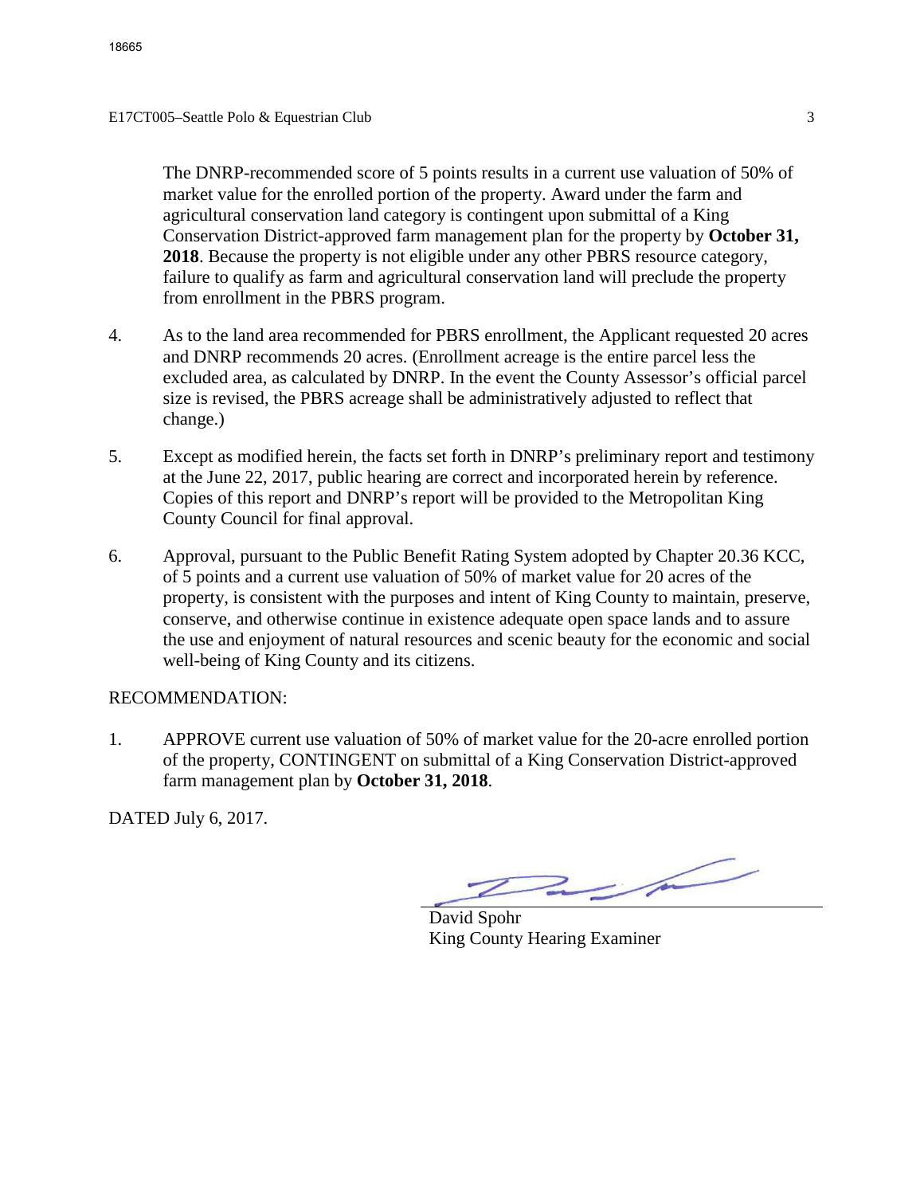The DNRP-recommended score of 5 points results in a current use valuation of 50% of market value for the enrolled portion of the property. Award under the farm and agricultural conservation land category is contingent upon submittal of a King Conservation District-approved farm management plan for the property by **October 31, 2018**. Because the property is not eligible under any other PBRS resource category, failure to qualify as farm and agricultural conservation land will preclude the property from enrollment in the PBRS program.

4. As to the land area recommended for PBRS enrollment, the Applicant requested 20 acres and DNRP recommends 20 acres. (Enrollment acreage is the entire parcel less the excluded area, as calculated by DNRP. In the event the County Assessor's official parcel size is revised, the PBRS acreage shall be administratively adjusted to reflect that change.)

5. Except as modified herein, the facts set forth in DNRP's preliminary report and testimony at the June 22, 2017, public hearing are correct and incorporated herein by reference. Copies of this report and DNRP's report will be provided to the Metropolitan King County Council for final approval.

6. Approval, pursuant to the Public Benefit Rating System adopted by Chapter 20.36 KCC, of 5 points and a current use valuation of 50% of market value for 20 acres of the property, is consistent with the purposes and intent of King County to maintain, preserve, conserve, and otherwise continue in existence adequate open space lands and to assure the use and enjoyment of natural resources and scenic beauty for the economic and social well-being of King County and its citizens.

RECOMMENDATION:

1. APPROVE current use valuation of 50% of market value for the 20-acre enrolled portion of the property, CONTINGENT on submittal of a King Conservation District-approved farm management plan by **October 31, 2018**.

DATED July 6, 2017.

David Spohr
King County Hearing Examiner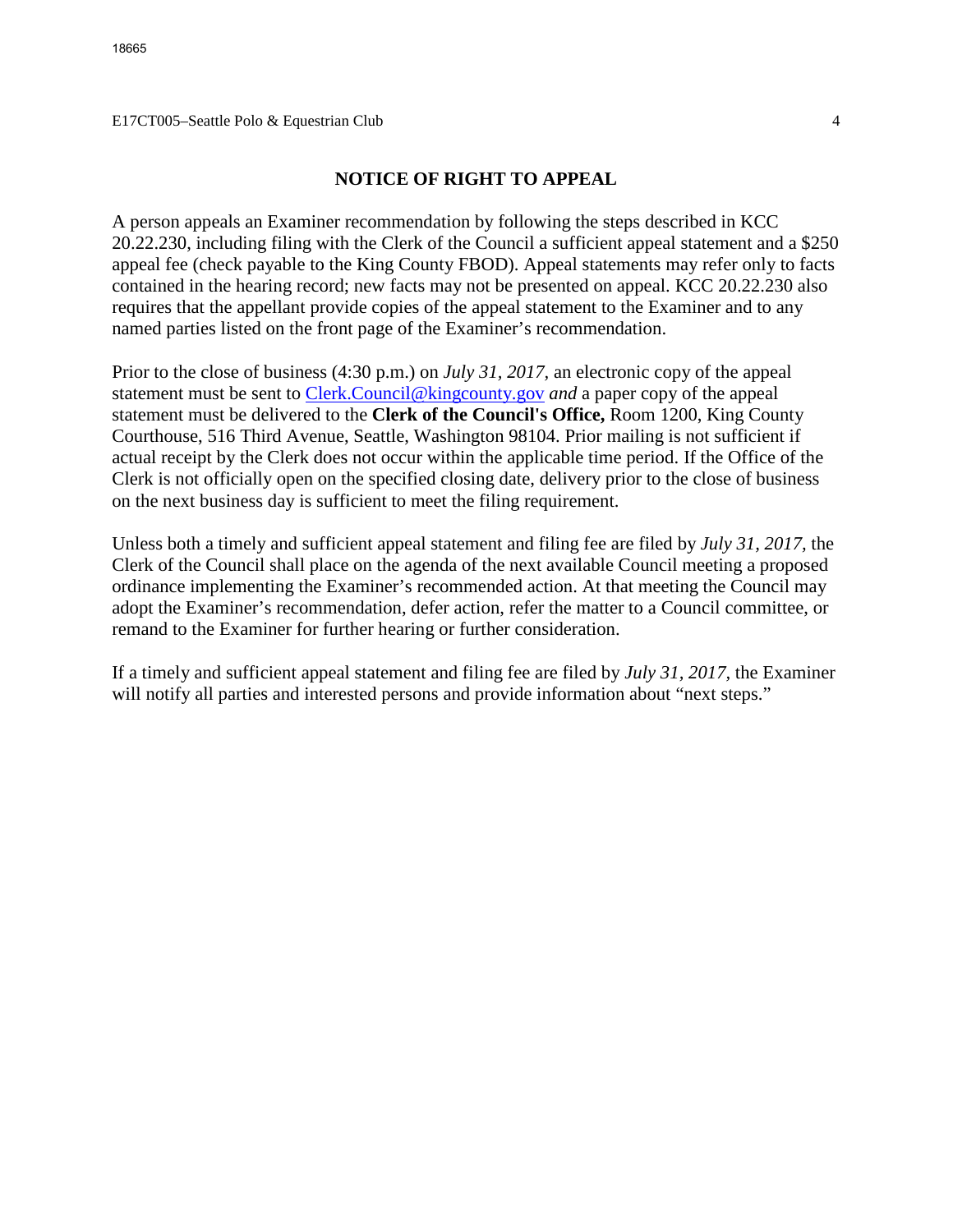## NOTICE OF RIGHT TO APPEAL

A person appeals an Examiner recommendation by following the steps described in KCC 20.22.230, including filing with the Clerk of the Council a sufficient appeal statement and a $250 appeal fee (check payable to the King County FBOD). Appeal statements may refer only to facts contained in the hearing record; new facts may not be presented on appeal. KCC 20.22.230 also requires that the appellant provide copies of the appeal statement to the Examiner and to any named parties listed on the front page of the Examiner's recommendation.

Prior to the close of business (4:30 p.m.) on *July 31, 2017*, an electronic copy of the appeal statement must be sent to Clerk.Council@kingcounty.gov *and* a paper copy of the appeal statement must be delivered to the **Clerk of the Council's Office,** Room 1200, King County Courthouse, 516 Third Avenue, Seattle, Washington 98104. Prior mailing is not sufficient if actual receipt by the Clerk does not occur within the applicable time period. If the Office of the Clerk is not officially open on the specified closing date, delivery prior to the close of business on the next business day is sufficient to meet the filing requirement.

Unless both a timely and sufficient appeal statement and filing fee are filed by *July 31, 2017*, the Clerk of the Council shall place on the agenda of the next available Council meeting a proposed ordinance implementing the Examiner's recommended action. At that meeting the Council may adopt the Examiner's recommendation, defer action, refer the matter to a Council committee, or remand to the Examiner for further hearing or further consideration.

If a timely and sufficient appeal statement and filing fee are filed by *July 31, 2017,* the Examiner will notify all parties and interested persons and provide information about "next steps."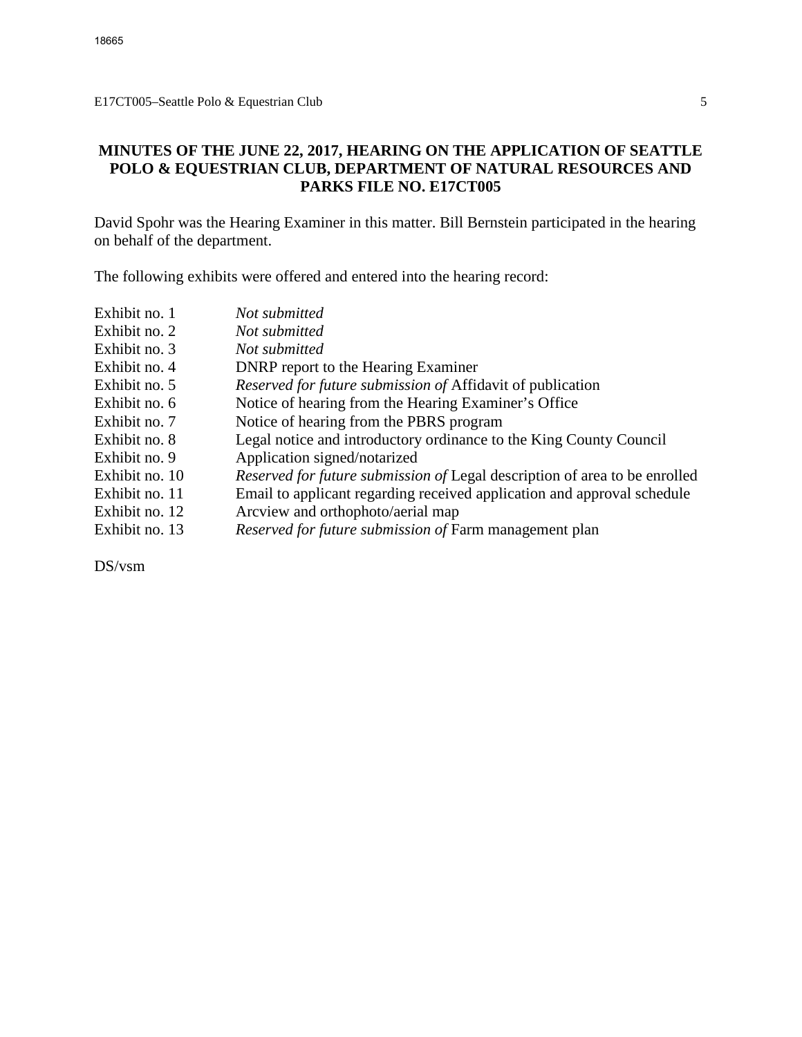## MINUTES OF THE JUNE 22, 2017, HEARING ON THE APPLICATION OF SEATTLE POLO & EQUESTRIAN CLUB, DEPARTMENT OF NATURAL RESOURCES AND PARKS FILE NO. E17CT005

David Spohr was the Hearing Examiner in this matter. Bill Bernstein participated in the hearing on behalf of the department.

The following exhibits were offered and entered into the hearing record:

| | |
|---|---|
| Exhibit no. 1 | *Not submitted* |
| Exhibit no. 2 | *Not submitted* |
| Exhibit no. 3 | *Not submitted* |
| Exhibit no. 4 | DNRP report to the Hearing Examiner |
| Exhibit no. 5 | *Reserved for future submission of* Affidavit of publication |
| Exhibit no. 6 | Notice of hearing from the Hearing Examiner's Office |
| Exhibit no. 7 | Notice of hearing from the PBRS program |
| Exhibit no. 8 | Legal notice and introductory ordinance to the King County Council |
| Exhibit no. 9 | Application signed/notarized |
| Exhibit no. 10 | *Reserved for future submission of* Legal description of area to be enrolled |
| Exhibit no. 11 | Email to applicant regarding received application and approval schedule |
| Exhibit no. 12 | Arcview and orthophoto/aerial map |
| Exhibit no. 13 | *Reserved for future submission of* Farm management plan |

DS/vsm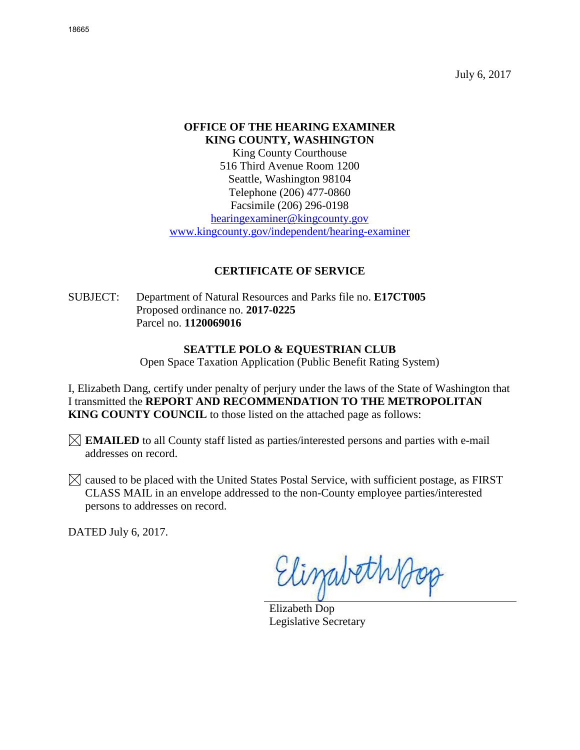18665

July 6, 2017

**OFFICE OF THE HEARING EXAMINER**
**KING COUNTY, WASHINGTON**
King County Courthouse
516 Third Avenue Room 1200
Seattle, Washington 98104
Telephone (206) 477-0860
Facsimile (206) 296-0198
hearingexaminer@kingcounty.gov
www.kingcounty.gov/independent/hearing-examiner

## CERTIFICATE OF SERVICE

SUBJECT: Department of Natural Resources and Parks file no. **E17CT005**
Proposed ordinance no. **2017-0225**
Parcel no. **1120069016**

**SEATTLE POLO & EQUESTRIAN CLUB**
Open Space Taxation Application (Public Benefit Rating System)

I, Elizabeth Dang, certify under penalty of perjury under the laws of the State of Washington that I transmitted the **REPORT AND RECOMMENDATION TO THE METROPOLITAN KING COUNTY COUNCIL** to those listed on the attached page as follows:

☒ **EMAILED** to all County staff listed as parties/interested persons and parties with e-mail addresses on record.

☒ caused to be placed with the United States Postal Service, with sufficient postage, as FIRST CLASS MAIL in an envelope addressed to the non-County employee parties/interested persons to addresses on record.

DATED July 6, 2017.

Elizabeth Dop
Legislative Secretary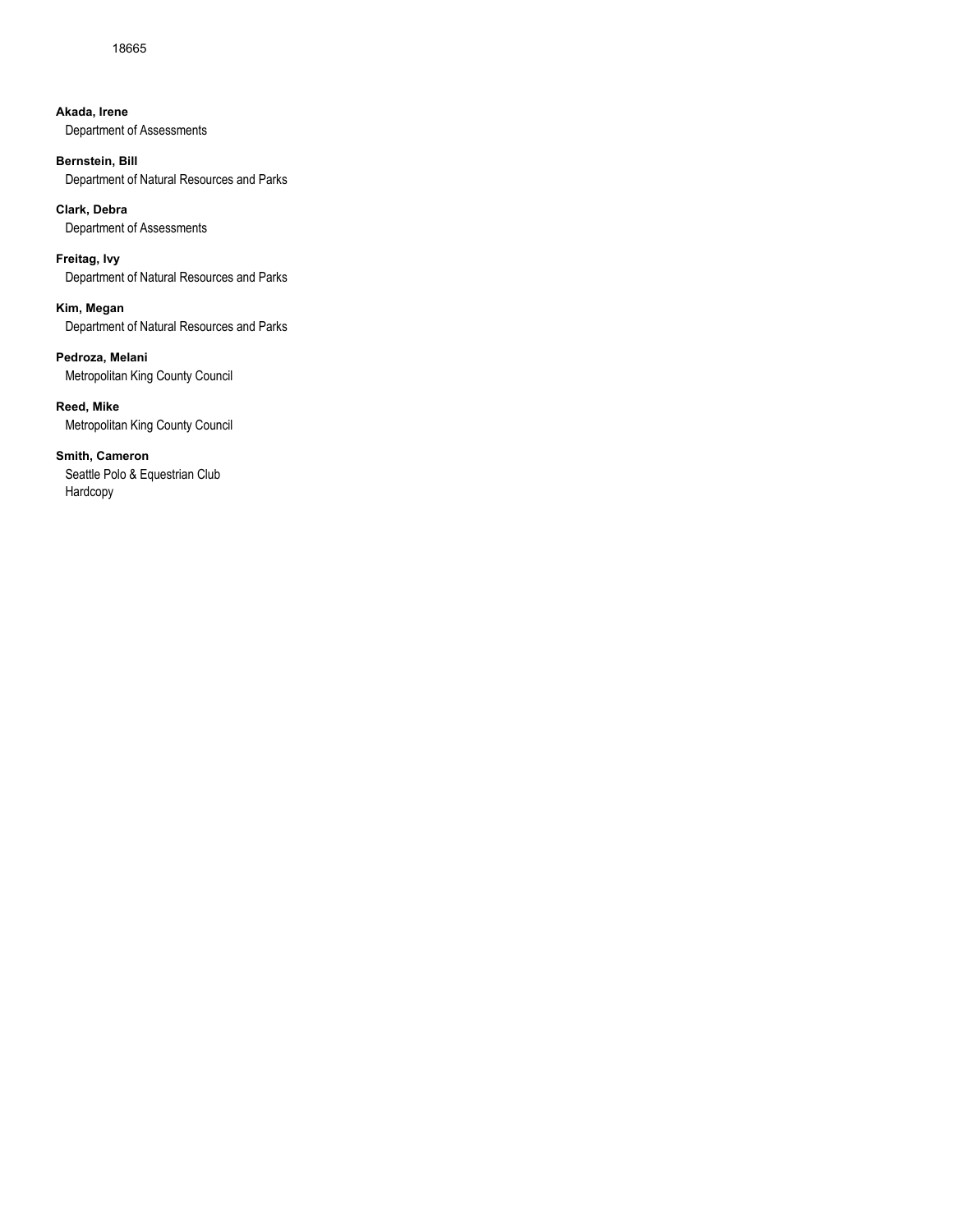18665

**Akada, Irene**
Department of Assessments

**Bernstein, Bill**
Department of Natural Resources and Parks

**Clark, Debra**
Department of Assessments

**Freitag, Ivy**
Department of Natural Resources and Parks

**Kim, Megan**
Department of Natural Resources and Parks

**Pedroza, Melani**
Metropolitan King County Council

**Reed, Mike**
Metropolitan King County Council

**Smith, Cameron**
Seattle Polo & Equestrian Club
Hardcopy